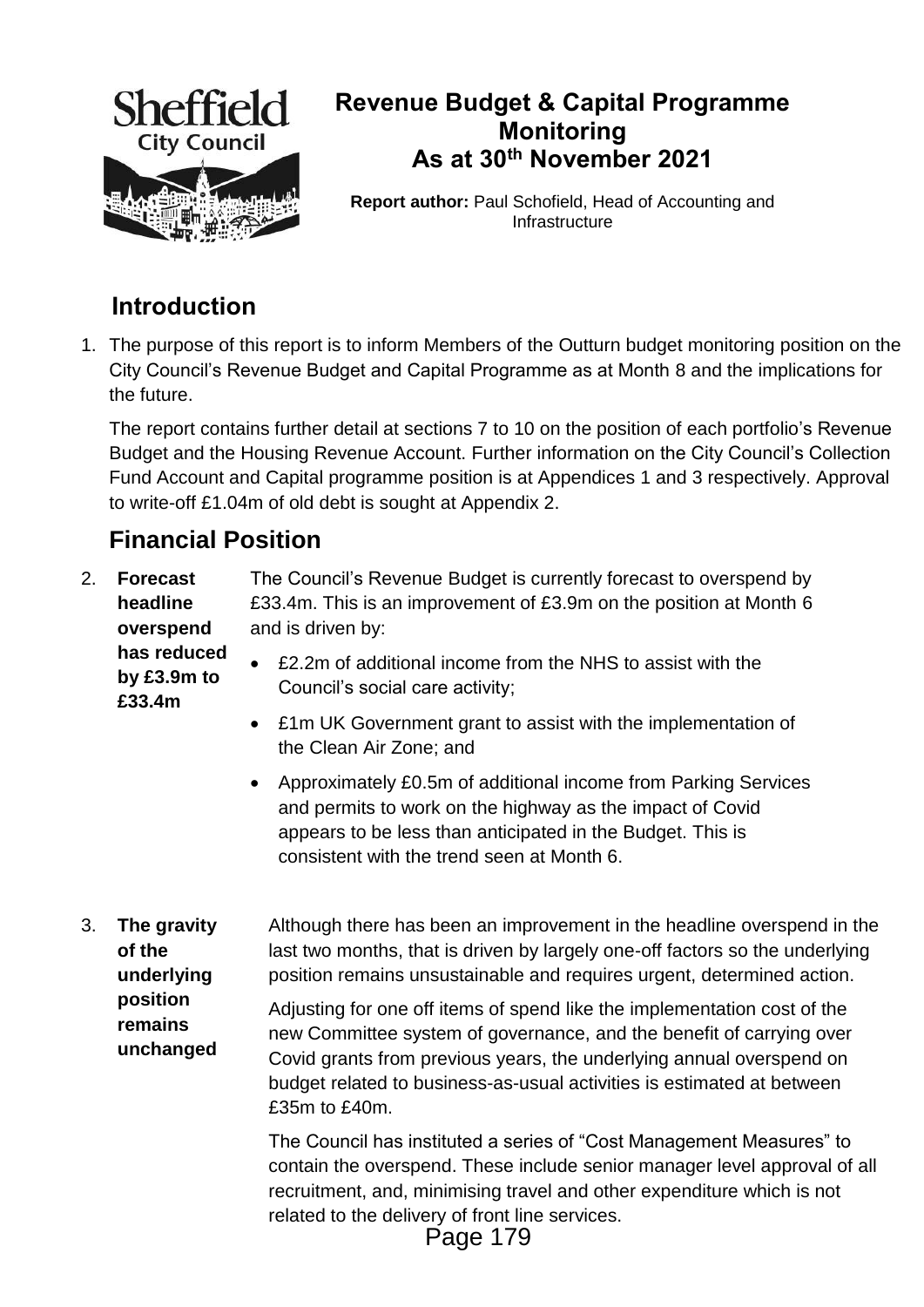# Revenue Budget & Capital Programme Monitoring As at 30th November 2021

**Report author:** Paul Schofield, Head of Accounting and Infrastructure

## Introduction

1. The purpose of this report is to inform Members of the Outturn budget monitoring position on the City Council's Revenue Budget and Capital Programme as at Month 8 and the implications for the future.

   The report contains further detail at sections 7 to 10 on the position of each portfolio's Revenue Budget and the Housing Revenue Account. Further information on the City Council's Collection Fund Account and Capital programme position is at Appendices 1 and 3 respectively. Approval to write-off £1.04m of old debt is sought at Appendix 2.

## Financial Position

2. **Forecast headline overspend has reduced by £3.9m to £33.4m**

   The Council's Revenue Budget is currently forecast to overspend by £33.4m. This is an improvement of £3.9m on the position at Month 6 and is driven by:

   - £2.2m of additional income from the NHS to assist with the Council's social care activity;
   - £1m UK Government grant to assist with the implementation of the Clean Air Zone; and
   - Approximately £0.5m of additional income from Parking Services and permits to work on the highway as the impact of Covid appears to be less than anticipated in the Budget. This is consistent with the trend seen at Month 6.

3. **The gravity of the underlying position remains unchanged**

   Although there has been an improvement in the headline overspend in the last two months, that is driven by largely one-off factors so the underlying position remains unsustainable and requires urgent, determined action.

   Adjusting for one off items of spend like the implementation cost of the new Committee system of governance, and the benefit of carrying over Covid grants from previous years, the underlying annual overspend on budget related to business-as-usual activities is estimated at between £35m to £40m.

   The Council has instituted a series of "Cost Management Measures" to contain the overspend. These include senior manager level approval of all recruitment, and, minimising travel and other expenditure which is not related to the delivery of front line services.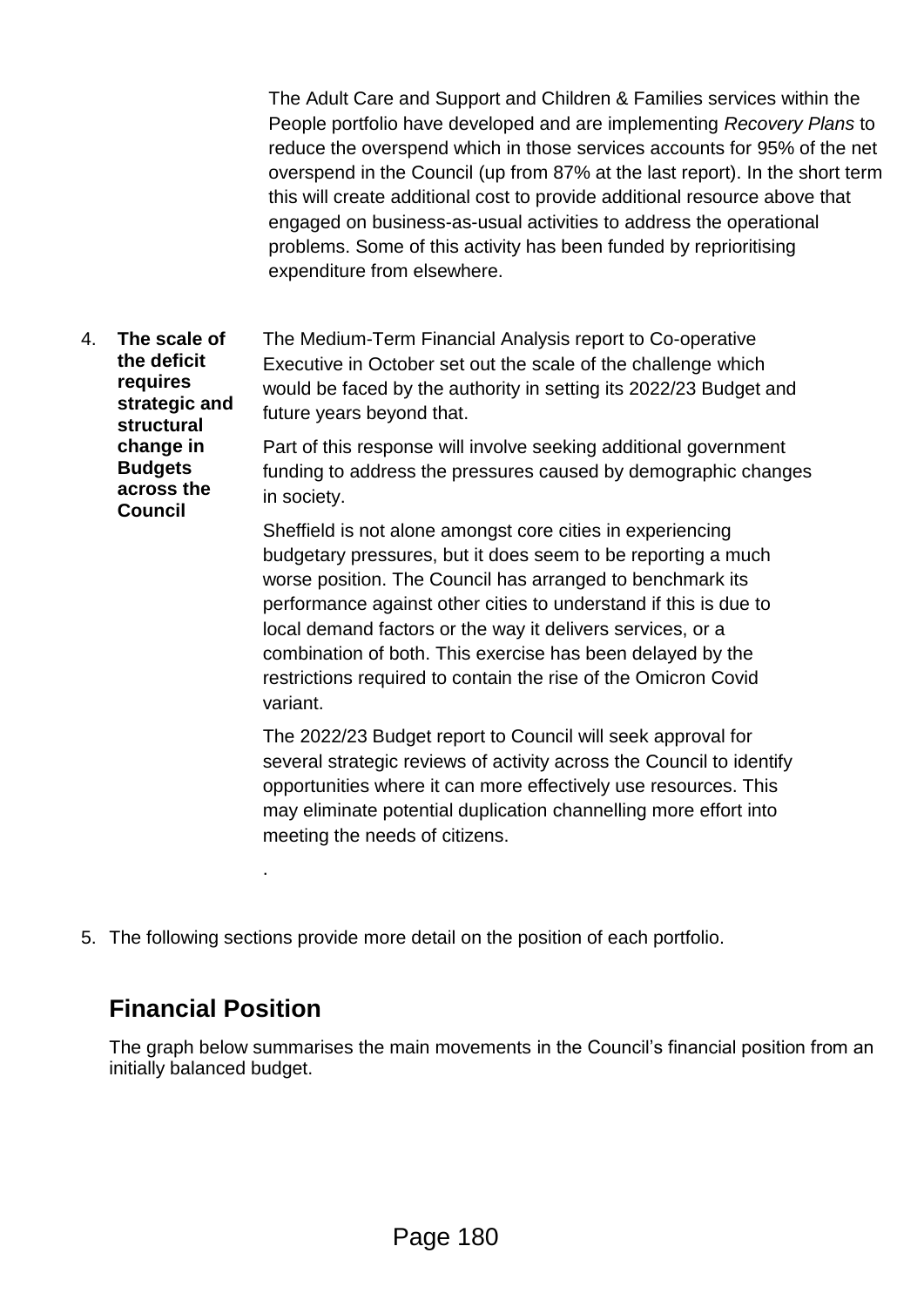The Adult Care and Support and Children & Families services within the People portfolio have developed and are implementing *Recovery Plans* to reduce the overspend which in those services accounts for 95% of the net overspend in the Council (up from 87% at the last report). In the short term this will create additional cost to provide additional resource above that engaged on business-as-usual activities to address the operational problems. Some of this activity has been funded by reprioritising expenditure from elsewhere.

4. **The scale of the deficit requires strategic and structural change in Budgets across the Council**

   The Medium-Term Financial Analysis report to Co-operative Executive in October set out the scale of the challenge which would be faced by the authority in setting its 2022/23 Budget and future years beyond that.

   Part of this response will involve seeking additional government funding to address the pressures caused by demographic changes in society.

   Sheffield is not alone amongst core cities in experiencing budgetary pressures, but it does seem to be reporting a much worse position. The Council has arranged to benchmark its performance against other cities to understand if this is due to local demand factors or the way it delivers services, or a combination of both. This exercise has been delayed by the restrictions required to contain the rise of the Omicron Covid variant.

   The 2022/23 Budget report to Council will seek approval for several strategic reviews of activity across the Council to identify opportunities where it can more effectively use resources. This may eliminate potential duplication channelling more effort into meeting the needs of citizens.

   .

5. The following sections provide more detail on the position of each portfolio.

## Financial Position

The graph below summarises the main movements in the Council's financial position from an initially balanced budget.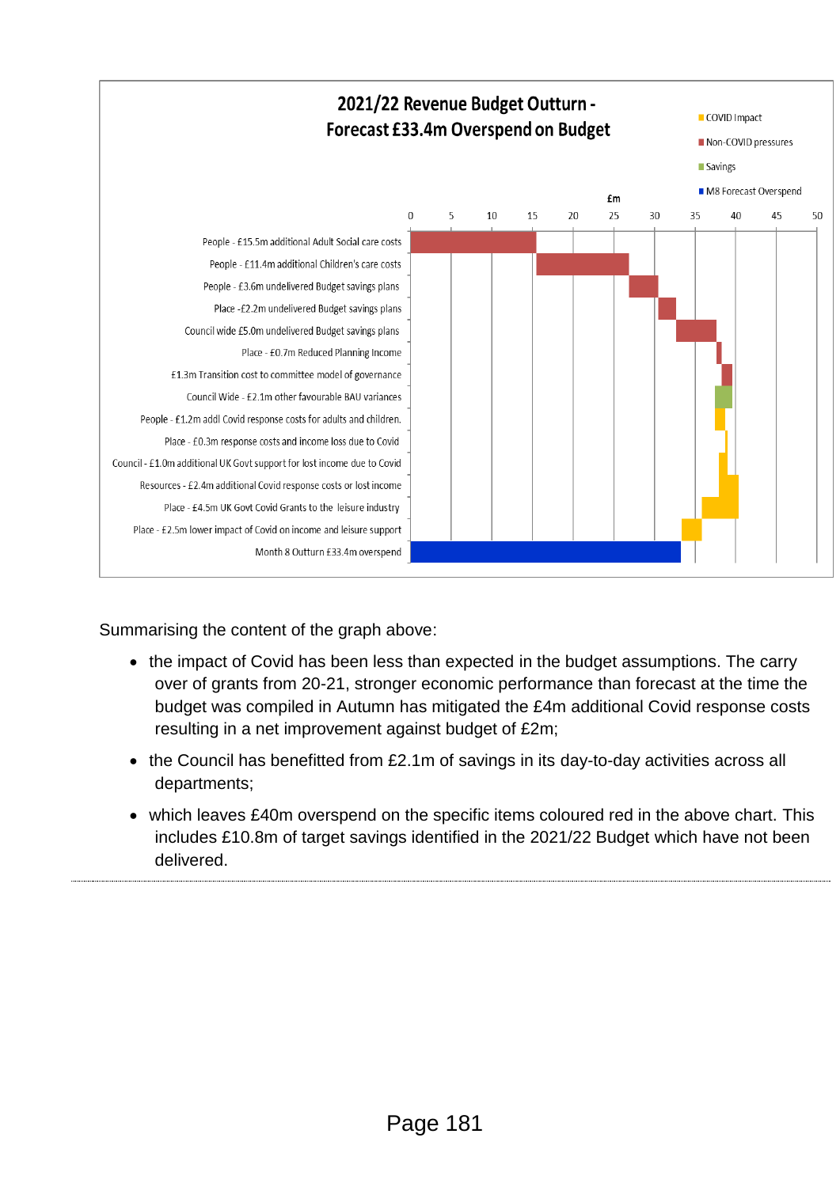**2021/22 Revenue Budget Outturn - Forecast £33.4m Overspend on Budget**

- People - £15.5m additional Adult Social care costs
- People - £11.4m additional Children's care costs
- People - £3.6m undelivered Budget savings plans
- Place -£2.2m undelivered Budget savings plans
- Council wide £5.0m undelivered Budget savings plans
- Place - £0.7m Reduced Planning Income
- £1.3m Transition cost to committee model of governance
- Council Wide - £2.1m other favourable BAU variances
- People - £1.2m addl Covid response costs for adults and children.
- Place - £0.3m response costs and income loss due to Covid
- Council - £1.0m additional UK Govt support for lost income due to Covid
- Resources - £2.4m additional Covid response costs or lost income
- Place - £4.5m UK Govt Covid Grants to the leisure industry
- Place - £2.5m lower impact of Covid on income and leisure support
- Month 8 Outturn £33.4m overspend

Legend: COVID Impact; Non-COVID pressures; Savings; M8 Forecast Overspend. Axis: £m (0–50).

Summarising the content of the graph above:

- the impact of Covid has been less than expected in the budget assumptions. The carry over of grants from 20-21, stronger economic performance than forecast at the time the budget was compiled in Autumn has mitigated the £4m additional Covid response costs resulting in a net improvement against budget of £2m;
- the Council has benefitted from £2.1m of savings in its day-to-day activities across all departments;
- which leaves £40m overspend on the specific items coloured red in the above chart. This includes £10.8m of target savings identified in the 2021/22 Budget which have not been delivered.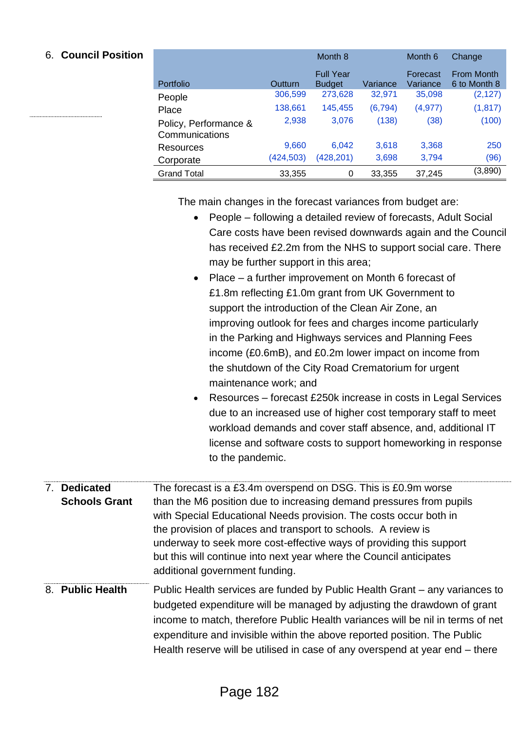## 6. Council Position

| Portfolio | Outturn | Month 8 Full Year Budget | Variance | Month 6 Forecast Variance | Change From Month 6 to Month 8 |
|---|---|---|---|---|---|
| People | 306,599 | 273,628 | 32,971 | 35,098 | (2,127) |
| Place | 138,661 | 145,455 | (6,794) | (4,977) | (1,817) |
| Policy, Performance & Communications | 2,938 | 3,076 | (138) | (38) | (100) |
| Resources | 9,660 | 6,042 | 3,618 | 3,368 | 250 |
| Corporate | (424,503) | (428,201) | 3,698 | 3,794 | (96) |
| Grand Total | 33,355 | 0 | 33,355 | 37,245 | (3,890) |

The main changes in the forecast variances from budget are:

- People – following a detailed review of forecasts, Adult Social Care costs have been revised downwards again and the Council has received £2.2m from the NHS to support social care. There may be further support in this area;
- Place – a further improvement on Month 6 forecast of £1.8m reflecting £1.0m grant from UK Government to support the introduction of the Clean Air Zone, an improving outlook for fees and charges income particularly in the Parking and Highways services and Planning Fees income (£0.6mB), and £0.2m lower impact on income from the shutdown of the City Road Crematorium for urgent maintenance work; and
- Resources – forecast £250k increase in costs in Legal Services due to an increased use of higher cost temporary staff to meet workload demands and cover staff absence, and, additional IT license and software costs to support homeworking in response to the pandemic.

## 7. Dedicated Schools Grant

The forecast is a £3.4m overspend on DSG. This is £0.9m worse than the M6 position due to increasing demand pressures from pupils with Special Educational Needs provision. The costs occur both in the provision of places and transport to schools. A review is underway to seek more cost-effective ways of providing this support but this will continue into next year where the Council anticipates additional government funding.

## 8. Public Health

Public Health services are funded by Public Health Grant – any variances to budgeted expenditure will be managed by adjusting the drawdown of grant income to match, therefore Public Health variances will be nil in terms of net expenditure and invisible within the above reported position. The Public Health reserve will be utilised in case of any overspend at year end – there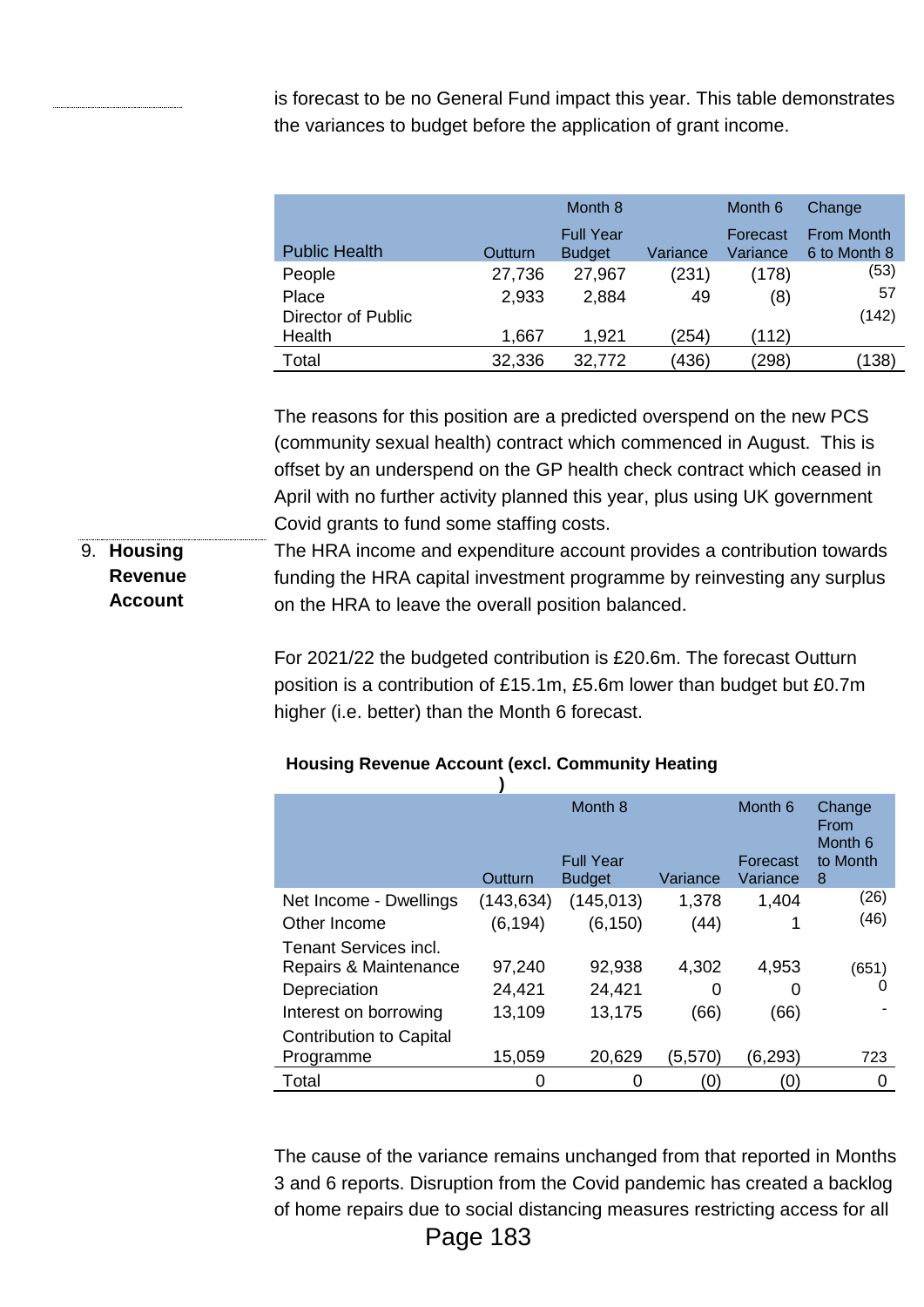is forecast to be no General Fund impact this year. This table demonstrates the variances to budget before the application of grant income.

| Public Health | Outturn | Month 8 Full Year Budget | Variance | Month 6 Forecast Variance | Change From Month 6 to Month 8 |
|---|---|---|---|---|---|
| People | 27,736 | 27,967 | (231) | (178) | (53) |
| Place | 2,933 | 2,884 | 49 | (8) | 57 |
| Director of Public Health | 1,667 | 1,921 | (254) | (112) | (142) |
| Total | 32,336 | 32,772 | (436) | (298) | (138) |

The reasons for this position are a predicted overspend on the new PCS (community sexual health) contract which commenced in August. This is offset by an underspend on the GP health check contract which ceased in April with no further activity planned this year, plus using UK government Covid grants to fund some staffing costs.

## 9. Housing Revenue Account

The HRA income and expenditure account provides a contribution towards funding the HRA capital investment programme by reinvesting any surplus on the HRA to leave the overall position balanced.

For 2021/22 the budgeted contribution is £20.6m. The forecast Outturn position is a contribution of £15.1m, £5.6m lower than budget but £0.7m higher (i.e. better) than the Month 6 forecast.

**Housing Revenue Account (excl. Community Heating )**

| | Outturn | Month 8 Full Year Budget | Variance | Month 6 Forecast Variance | Change From Month 6 to Month 8 |
|---|---|---|---|---|---|
| Net Income - Dwellings | (143,634) | (145,013) | 1,378 | 1,404 | (26) |
| Other Income | (6,194) | (6,150) | (44) | 1 | (46) |
| Tenant Services incl. Repairs & Maintenance | 97,240 | 92,938 | 4,302 | 4,953 | (651) |
| Depreciation | 24,421 | 24,421 | 0 | 0 | 0 |
| Interest on borrowing | 13,109 | 13,175 | (66) | (66) | - |
| Contribution to Capital Programme | 15,059 | 20,629 | (5,570) | (6,293) | 723 |
| Total | 0 | 0 | (0) | (0) | 0 |

The cause of the variance remains unchanged from that reported in Months 3 and 6 reports. Disruption from the Covid pandemic has created a backlog of home repairs due to social distancing measures restricting access for all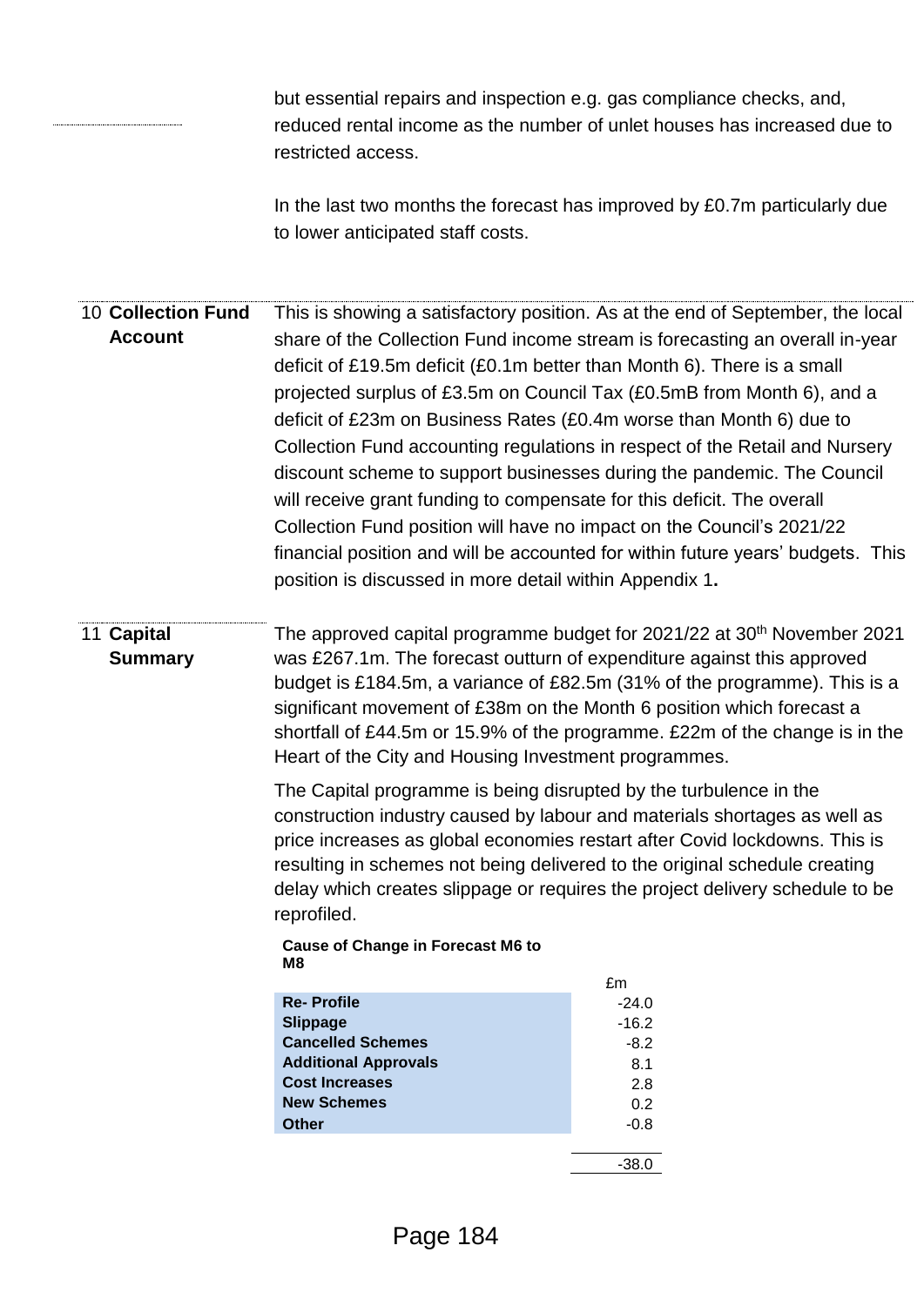but essential repairs and inspection e.g. gas compliance checks, and, reduced rental income as the number of unlet houses has increased due to restricted access.

In the last two months the forecast has improved by £0.7m particularly due to lower anticipated staff costs.

## 10 Collection Fund Account

This is showing a satisfactory position. As at the end of September, the local share of the Collection Fund income stream is forecasting an overall in-year deficit of £19.5m deficit (£0.1m better than Month 6). There is a small projected surplus of £3.5m on Council Tax (£0.5mB from Month 6), and a deficit of £23m on Business Rates (£0.4m worse than Month 6) due to Collection Fund accounting regulations in respect of the Retail and Nursery discount scheme to support businesses during the pandemic. The Council will receive grant funding to compensate for this deficit. The overall Collection Fund position will have no impact on the Council's 2021/22 financial position and will be accounted for within future years' budgets. This position is discussed in more detail within Appendix 1**.**

## 11 Capital Summary

The approved capital programme budget for 2021/22 at 30th November 2021 was £267.1m. The forecast outturn of expenditure against this approved budget is £184.5m, a variance of £82.5m (31% of the programme). This is a significant movement of £38m on the Month 6 position which forecast a shortfall of £44.5m or 15.9% of the programme. £22m of the change is in the Heart of the City and Housing Investment programmes.

The Capital programme is being disrupted by the turbulence in the construction industry caused by labour and materials shortages as well as price increases as global economies restart after Covid lockdowns. This is resulting in schemes not being delivered to the original schedule creating delay which creates slippage or requires the project delivery schedule to be reprofiled.

| Cause of Change in Forecast M6 to M8 | £m |
|---|---|
| **Re- Profile** | -24.0 |
| **Slippage** | -16.2 |
| **Cancelled Schemes** | -8.2 |
| **Additional Approvals** | 8.1 |
| **Cost Increases** | 2.8 |
| **New Schemes** | 0.2 |
| **Other** | -0.8 |
| | -38.0 |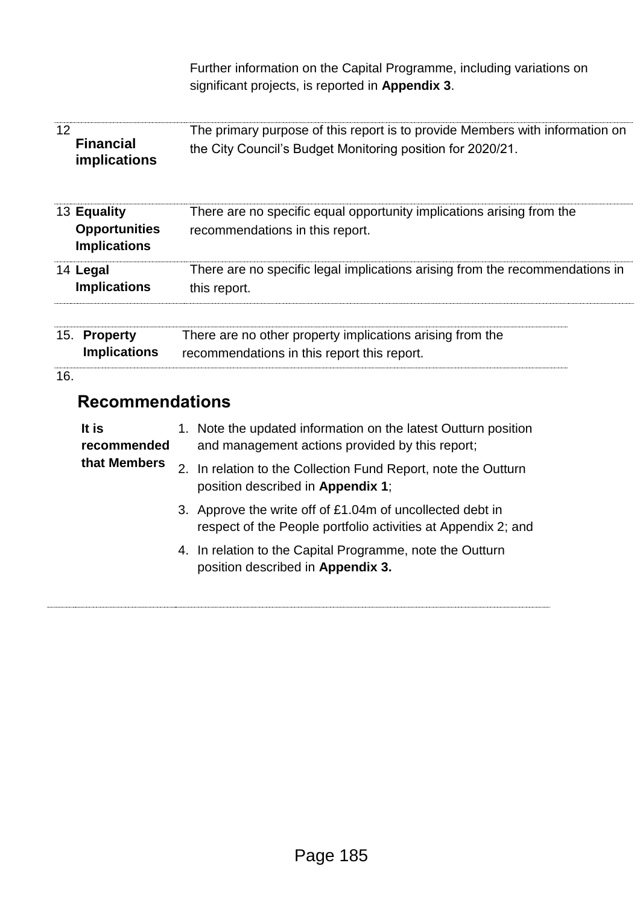Further information on the Capital Programme, including variations on significant projects, is reported in **Appendix 3**.

| | | |
|---|---|---|
| 12 | **Financial implications** | The primary purpose of this report is to provide Members with information on the City Council's Budget Monitoring position for 2020/21. |
| 13 | **Equality Opportunities Implications** | There are no specific equal opportunity implications arising from the recommendations in this report. |
| 14 | **Legal Implications** | There are no specific legal implications arising from the recommendations in this report. |
| 15. | **Property Implications** | There are no other property implications arising from the recommendations in this report this report. |

16.

## Recommendations

**It is recommended that Members**

1. Note the updated information on the latest Outturn position and management actions provided by this report;
2. In relation to the Collection Fund Report, note the Outturn position described in **Appendix 1**;
3. Approve the write off of £1.04m of uncollected debt in respect of the People portfolio activities at Appendix 2; and
4. In relation to the Capital Programme, note the Outturn position described in **Appendix 3.**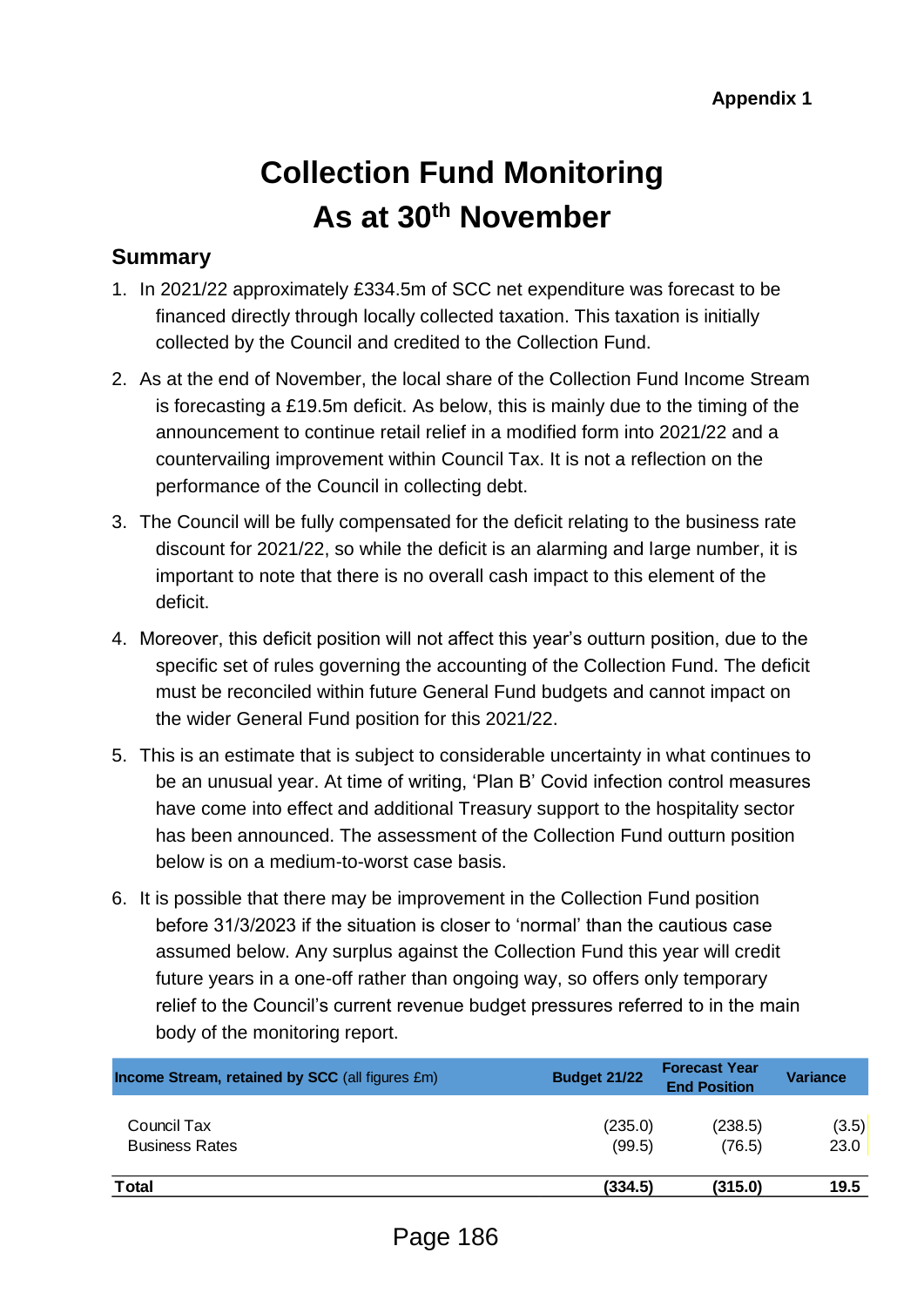Appendix 1

# Collection Fund Monitoring
# As at 30th November

## Summary

1. In 2021/22 approximately £334.5m of SCC net expenditure was forecast to be financed directly through locally collected taxation. This taxation is initially collected by the Council and credited to the Collection Fund.
2. As at the end of November, the local share of the Collection Fund Income Stream is forecasting a £19.5m deficit. As below, this is mainly due to the timing of the announcement to continue retail relief in a modified form into 2021/22 and a countervailing improvement within Council Tax. It is not a reflection on the performance of the Council in collecting debt.
3. The Council will be fully compensated for the deficit relating to the business rate discount for 2021/22, so while the deficit is an alarming and large number, it is important to note that there is no overall cash impact to this element of the deficit.
4. Moreover, this deficit position will not affect this year's outturn position, due to the specific set of rules governing the accounting of the Collection Fund. The deficit must be reconciled within future General Fund budgets and cannot impact on the wider General Fund position for this 2021/22.
5. This is an estimate that is subject to considerable uncertainty in what continues to be an unusual year. At time of writing, 'Plan B' Covid infection control measures have come into effect and additional Treasury support to the hospitality sector has been announced. The assessment of the Collection Fund outturn position below is on a medium-to-worst case basis.
6. It is possible that there may be improvement in the Collection Fund position before 31/3/2023 if the situation is closer to 'normal' than the cautious case assumed below. Any surplus against the Collection Fund this year will credit future years in a one-off rather than ongoing way, so offers only temporary relief to the Council's current revenue budget pressures referred to in the main body of the monitoring report.

| **Income Stream, retained by SCC** (all figures £m) | **Budget 21/22** | **Forecast Year End Position** | **Variance** |
|---|---|---|---|
| Council Tax | (235.0) | (238.5) | (3.5) |
| Business Rates | (99.5) | (76.5) | 23.0 |
| **Total** | **(334.5)** | **(315.0)** | **19.5** |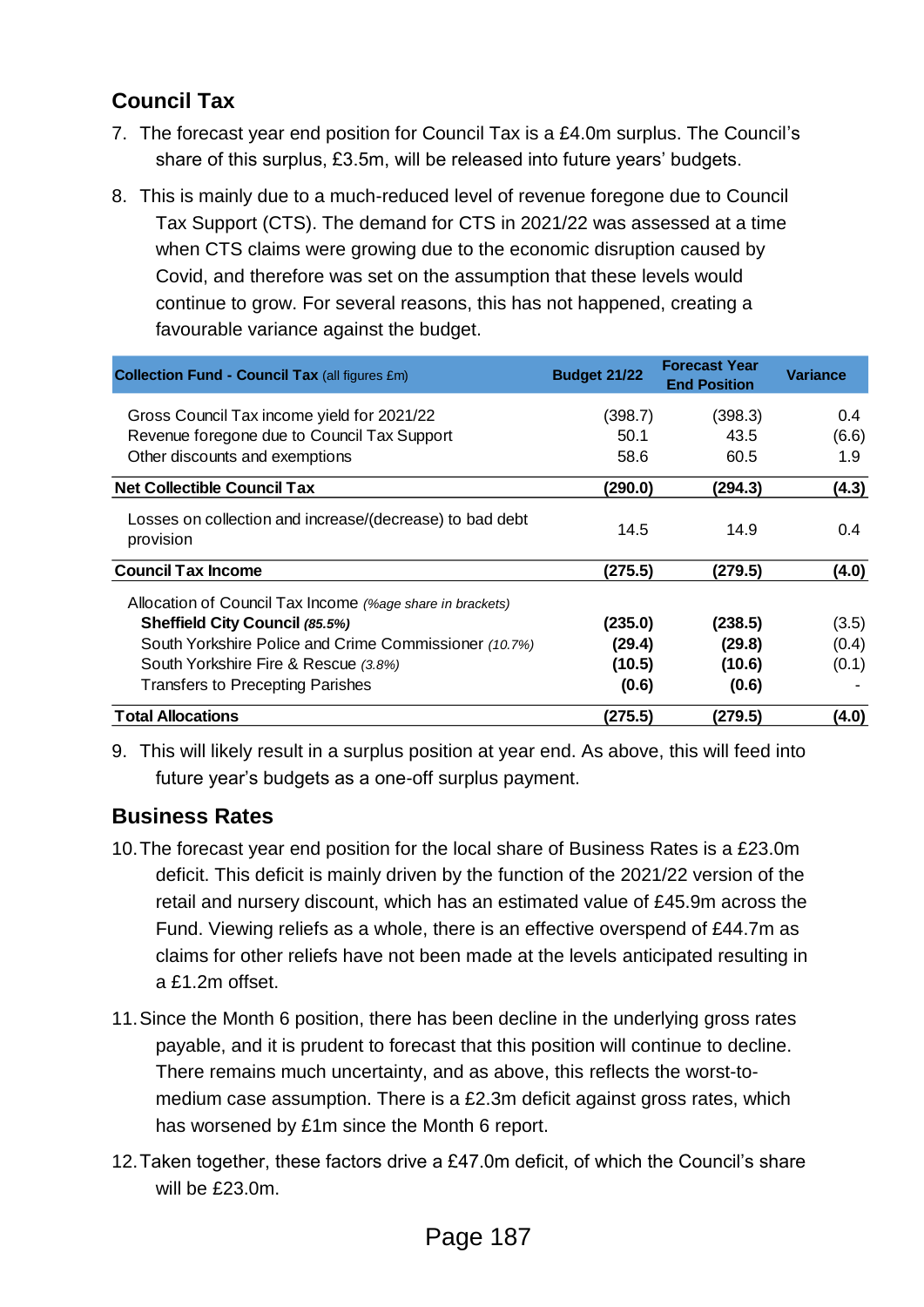## Council Tax

7. The forecast year end position for Council Tax is a £4.0m surplus. The Council's share of this surplus, £3.5m, will be released into future years' budgets.

8. This is mainly due to a much-reduced level of revenue foregone due to Council Tax Support (CTS). The demand for CTS in 2021/22 was assessed at a time when CTS claims were growing due to the economic disruption caused by Covid, and therefore was set on the assumption that these levels would continue to grow. For several reasons, this has not happened, creating a favourable variance against the budget.

| **Collection Fund - Council Tax** (all figures £m) | **Budget 21/22** | **Forecast Year End Position** | **Variance** |
|---|---|---|---|
| Gross Council Tax income yield for 2021/22 | (398.7) | (398.3) | 0.4 |
| Revenue foregone due to Council Tax Support | 50.1 | 43.5 | (6.6) |
| Other discounts and exemptions | 58.6 | 60.5 | 1.9 |
| **Net Collectible Council Tax** | **(290.0)** | **(294.3)** | **(4.3)** |
| Losses on collection and increase/(decrease) to bad debt provision | 14.5 | 14.9 | 0.4 |
| **Council Tax Income** | **(275.5)** | **(279.5)** | **(4.0)** |
| Allocation of Council Tax Income *(%age share in brackets)* | | | |
| **Sheffield City Council** ***(85.5%)*** | **(235.0)** | **(238.5)** | (3.5) |
| South Yorkshire Police and Crime Commissioner *(10.7%)* | **(29.4)** | **(29.8)** | (0.4) |
| South Yorkshire Fire & Rescue *(3.8%)* | **(10.5)** | **(10.6)** | (0.1) |
| Transfers to Precepting Parishes | **(0.6)** | **(0.6)** | - |
| **Total Allocations** | **(275.5)** | **(279.5)** | **(4.0)** |

9. This will likely result in a surplus position at year end. As above, this will feed into future year's budgets as a one-off surplus payment.

## Business Rates

10. The forecast year end position for the local share of Business Rates is a £23.0m deficit. This deficit is mainly driven by the function of the 2021/22 version of the retail and nursery discount, which has an estimated value of £45.9m across the Fund. Viewing reliefs as a whole, there is an effective overspend of £44.7m as claims for other reliefs have not been made at the levels anticipated resulting in a £1.2m offset.

11. Since the Month 6 position, there has been decline in the underlying gross rates payable, and it is prudent to forecast that this position will continue to decline. There remains much uncertainty, and as above, this reflects the worst-to-medium case assumption. There is a £2.3m deficit against gross rates, which has worsened by £1m since the Month 6 report.

12. Taken together, these factors drive a £47.0m deficit, of which the Council's share will be £23.0m.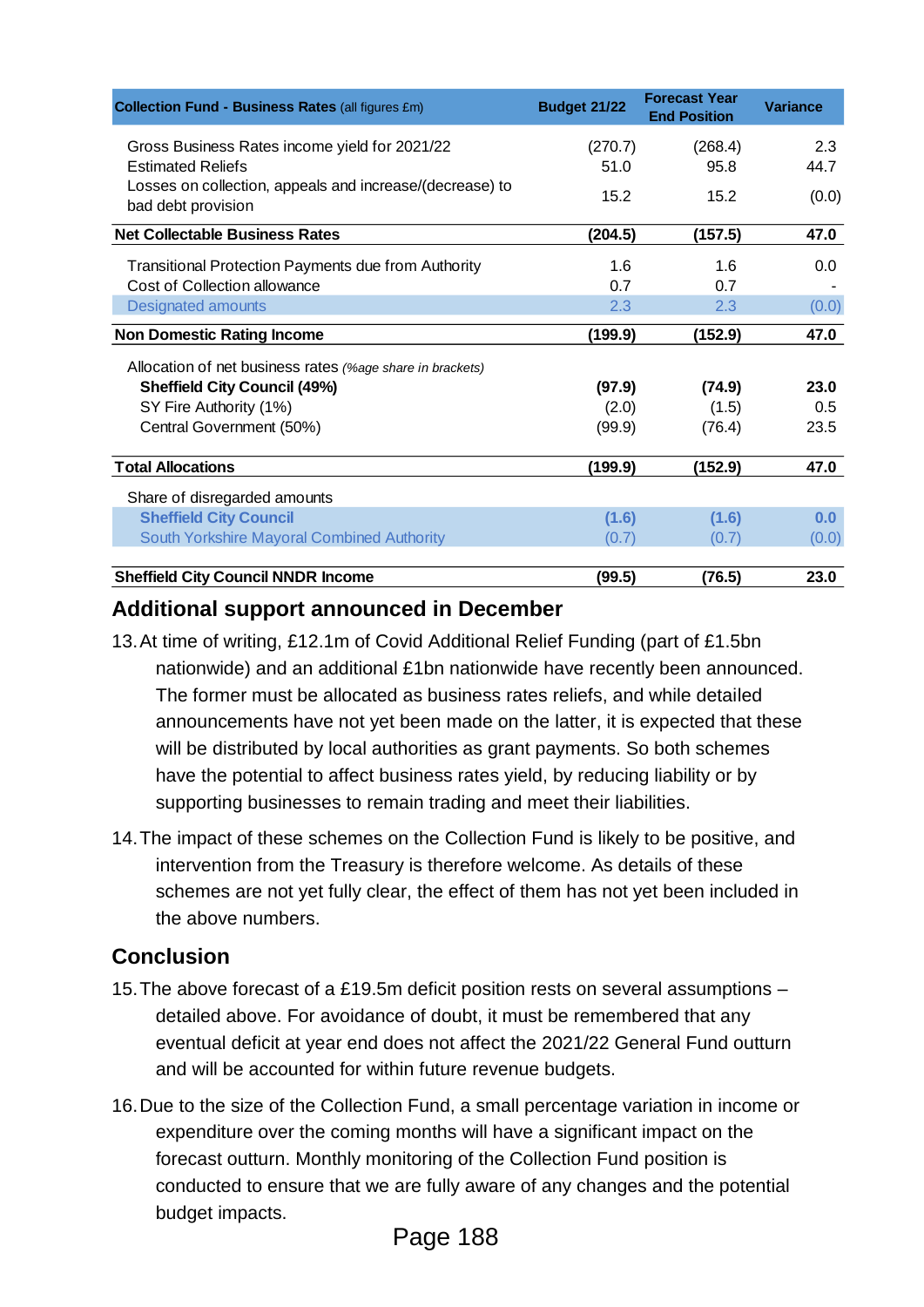| **Collection Fund - Business Rates** (all figures £m) | **Budget 21/22** | **Forecast Year End Position** | **Variance** |
|---|---|---|---|
| Gross Business Rates income yield for 2021/22 | (270.7) | (268.4) | 2.3 |
| Estimated Reliefs | 51.0 | 95.8 | 44.7 |
| Losses on collection, appeals and increase/(decrease) to bad debt provision | 15.2 | 15.2 | (0.0) |
| **Net Collectable Business Rates** | **(204.5)** | **(157.5)** | **47.0** |
| Transitional Protection Payments due from Authority | 1.6 | 1.6 | 0.0 |
| Cost of Collection allowance | 0.7 | 0.7 | - |
| Designated amounts | 2.3 | 2.3 | (0.0) |
| **Non Domestic Rating Income** | **(199.9)** | **(152.9)** | **47.0** |
| Allocation of net business rates *(%age share in brackets)* | | | |
| **Sheffield City Council (49%)** | **(97.9)** | **(74.9)** | **23.0** |
| SY Fire Authority (1%) | (2.0) | (1.5) | 0.5 |
| Central Government (50%) | (99.9) | (76.4) | 23.5 |
| **Total Allocations** | **(199.9)** | **(152.9)** | **47.0** |
| Share of disregarded amounts | | | |
| **Sheffield City Council** | **(1.6)** | **(1.6)** | **0.0** |
| South Yorkshire Mayoral Combined Authority | (0.7) | (0.7) | (0.0) |
| **Sheffield City Council NNDR Income** | **(99.5)** | **(76.5)** | **23.0** |

## Additional support announced in December

13. At time of writing, £12.1m of Covid Additional Relief Funding (part of £1.5bn nationwide) and an additional £1bn nationwide have recently been announced. The former must be allocated as business rates reliefs, and while detailed announcements have not yet been made on the latter, it is expected that these will be distributed by local authorities as grant payments. So both schemes have the potential to affect business rates yield, by reducing liability or by supporting businesses to remain trading and meet their liabilities.

14. The impact of these schemes on the Collection Fund is likely to be positive, and intervention from the Treasury is therefore welcome. As details of these schemes are not yet fully clear, the effect of them has not yet been included in the above numbers.

## Conclusion

15. The above forecast of a £19.5m deficit position rests on several assumptions – detailed above. For avoidance of doubt, it must be remembered that any eventual deficit at year end does not affect the 2021/22 General Fund outturn and will be accounted for within future revenue budgets.

16. Due to the size of the Collection Fund, a small percentage variation in income or expenditure over the coming months will have a significant impact on the forecast outturn. Monthly monitoring of the Collection Fund position is conducted to ensure that we are fully aware of any changes and the potential budget impacts.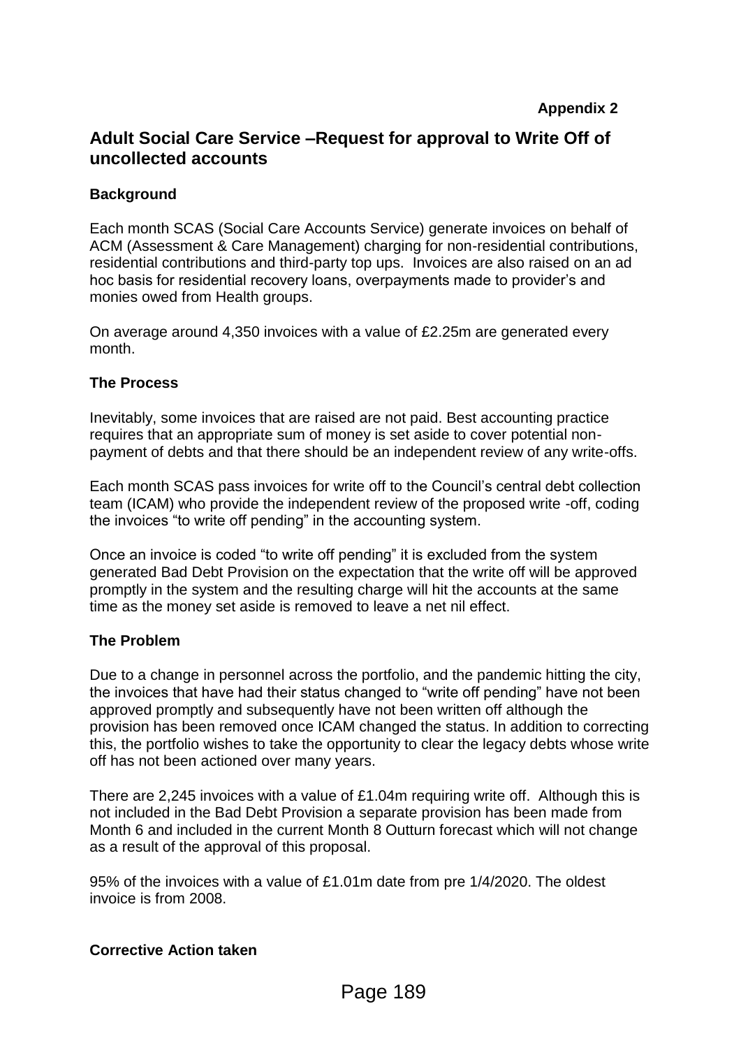**Appendix 2**

## Adult Social Care Service –Request for approval to Write Off of uncollected accounts

**Background**

Each month SCAS (Social Care Accounts Service) generate invoices on behalf of ACM (Assessment & Care Management) charging for non-residential contributions, residential contributions and third-party top ups. Invoices are also raised on an ad hoc basis for residential recovery loans, overpayments made to provider's and monies owed from Health groups.

On average around 4,350 invoices with a value of £2.25m are generated every month.

**The Process**

Inevitably, some invoices that are raised are not paid. Best accounting practice requires that an appropriate sum of money is set aside to cover potential non-payment of debts and that there should be an independent review of any write-offs.

Each month SCAS pass invoices for write off to the Council's central debt collection team (ICAM) who provide the independent review of the proposed write -off, coding the invoices "to write off pending" in the accounting system.

Once an invoice is coded "to write off pending" it is excluded from the system generated Bad Debt Provision on the expectation that the write off will be approved promptly in the system and the resulting charge will hit the accounts at the same time as the money set aside is removed to leave a net nil effect.

**The Problem**

Due to a change in personnel across the portfolio, and the pandemic hitting the city, the invoices that have had their status changed to "write off pending" have not been approved promptly and subsequently have not been written off although the provision has been removed once ICAM changed the status. In addition to correcting this, the portfolio wishes to take the opportunity to clear the legacy debts whose write off has not been actioned over many years.

There are 2,245 invoices with a value of £1.04m requiring write off. Although this is not included in the Bad Debt Provision a separate provision has been made from Month 6 and included in the current Month 8 Outturn forecast which will not change as a result of the approval of this proposal.

95% of the invoices with a value of £1.01m date from pre 1/4/2020. The oldest invoice is from 2008.

**Corrective Action taken**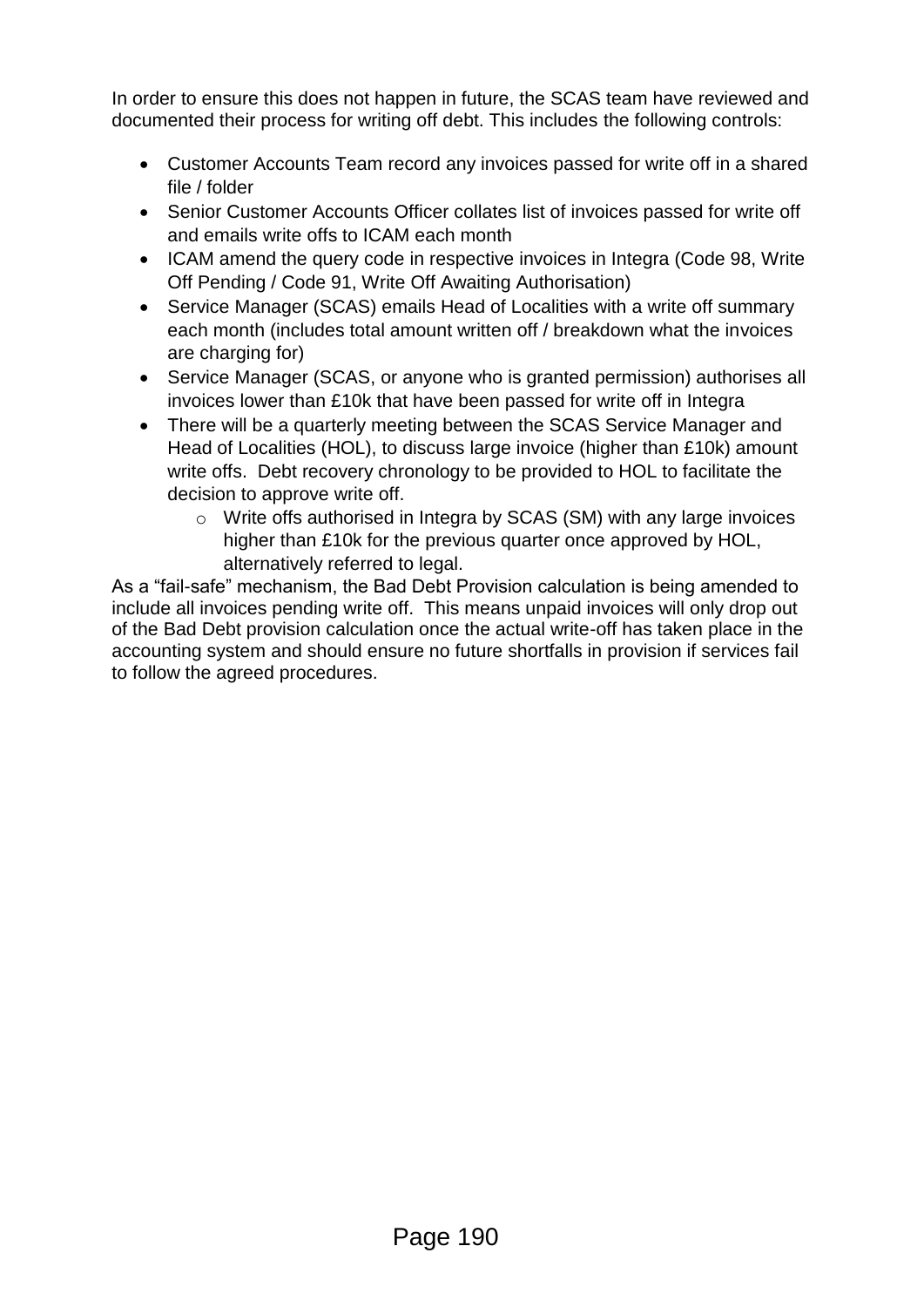In order to ensure this does not happen in future, the SCAS team have reviewed and documented their process for writing off debt. This includes the following controls:

- Customer Accounts Team record any invoices passed for write off in a shared file / folder
- Senior Customer Accounts Officer collates list of invoices passed for write off and emails write offs to ICAM each month
- ICAM amend the query code in respective invoices in Integra (Code 98, Write Off Pending / Code 91, Write Off Awaiting Authorisation)
- Service Manager (SCAS) emails Head of Localities with a write off summary each month (includes total amount written off / breakdown what the invoices are charging for)
- Service Manager (SCAS, or anyone who is granted permission) authorises all invoices lower than £10k that have been passed for write off in Integra
- There will be a quarterly meeting between the SCAS Service Manager and Head of Localities (HOL), to discuss large invoice (higher than £10k) amount write offs. Debt recovery chronology to be provided to HOL to facilitate the decision to approve write off.
  - Write offs authorised in Integra by SCAS (SM) with any large invoices higher than £10k for the previous quarter once approved by HOL, alternatively referred to legal.

As a "fail-safe" mechanism, the Bad Debt Provision calculation is being amended to include all invoices pending write off. This means unpaid invoices will only drop out of the Bad Debt provision calculation once the actual write-off has taken place in the accounting system and should ensure no future shortfalls in provision if services fail to follow the agreed procedures.